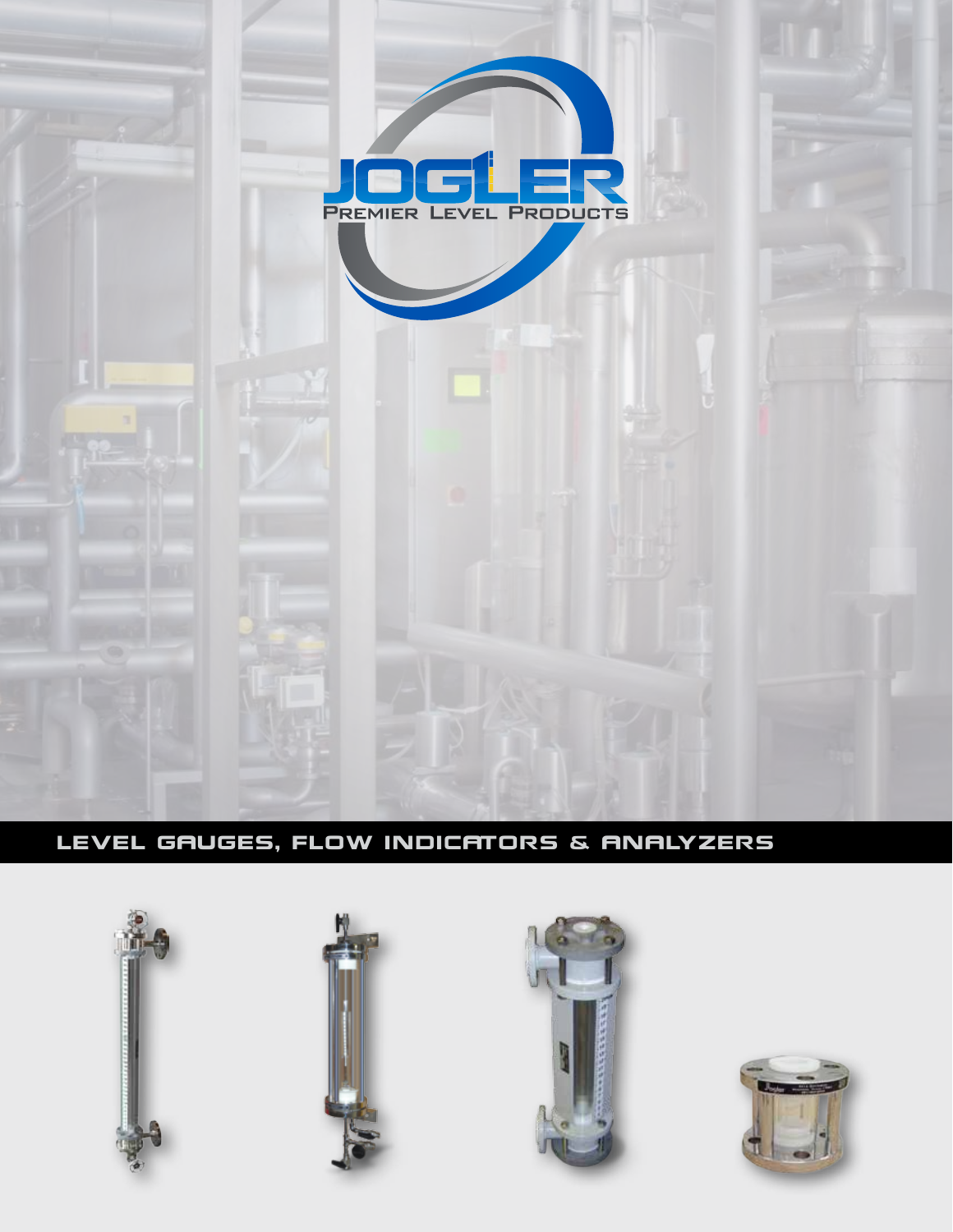# JOGLER

Premier Level Products

## LEVEL GAUGES, FLOW INDICATORS & ANALYZERS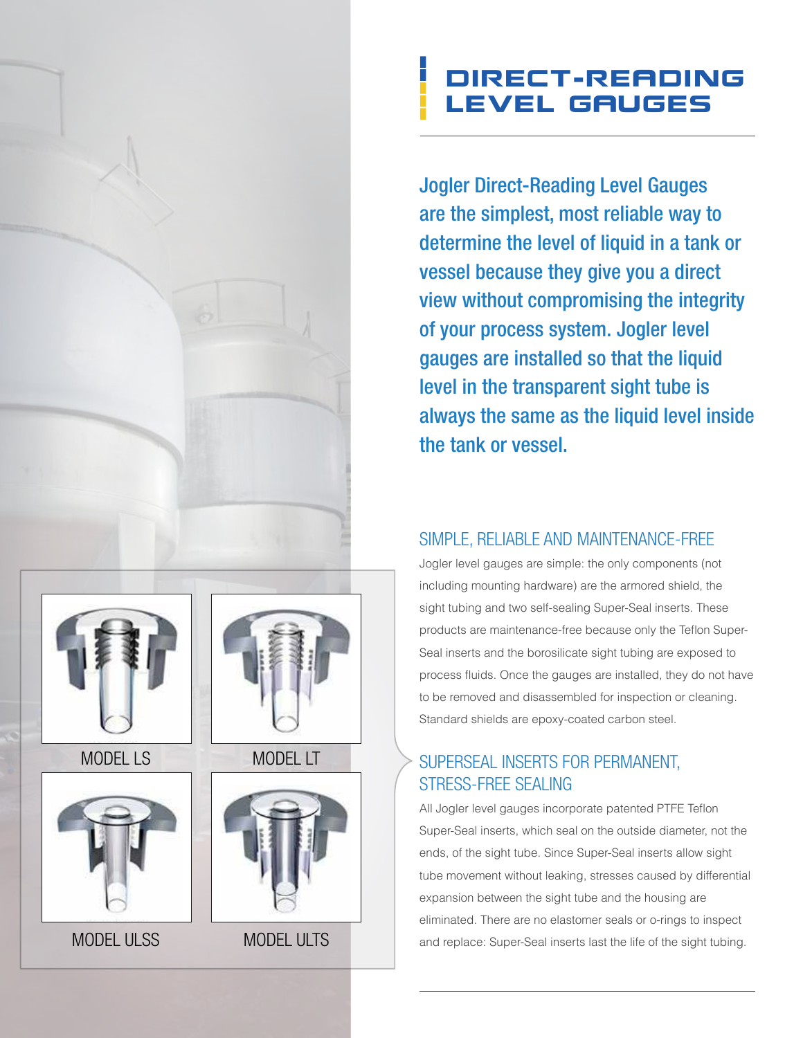# DIRECT-READING LEVEL GAUGES

Jogler Direct-Reading Level Gauges are the simplest, most reliable way to determine the level of liquid in a tank or vessel because they give you a direct view without compromising the integrity of your process system. Jogler level gauges are installed so that the liquid level in the transparent sight tube is always the same as the liquid level inside the tank or vessel.

MODEL LS

MODEL LT

MODEL ULSS

MODEL ULTS

## SIMPLE, RELIABLE AND MAINTENANCE-FREE

Jogler level gauges are simple: the only components (not including mounting hardware) are the armored shield, the sight tubing and two self-sealing Super-Seal inserts. These products are maintenance-free because only the Teflon Super-Seal inserts and the borosilicate sight tubing are exposed to process fluids. Once the gauges are installed, they do not have to be removed and disassembled for inspection or cleaning. Standard shields are epoxy-coated carbon steel.

## SUPERSEAL INSERTS FOR PERMANENT, STRESS-FREE SEALING

All Jogler level gauges incorporate patented PTFE Teflon Super-Seal inserts, which seal on the outside diameter, not the ends, of the sight tube. Since Super-Seal inserts allow sight tube movement without leaking, stresses caused by differential expansion between the sight tube and the housing are eliminated. There are no elastomer seals or o-rings to inspect and replace: Super-Seal inserts last the life of the sight tubing.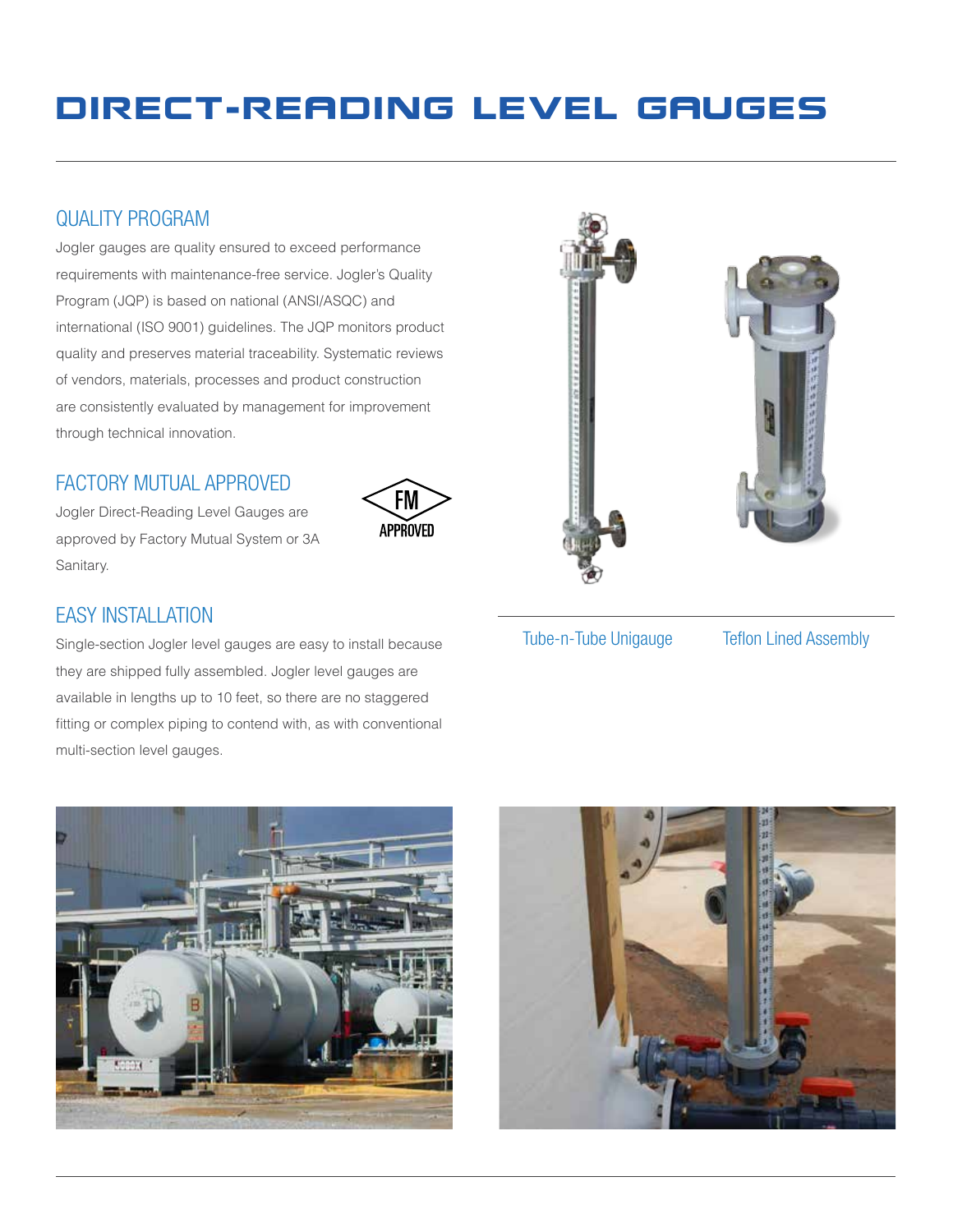# DIRECT-READING LEVEL GAUGES

## QUALITY PROGRAM

Jogler gauges are quality ensured to exceed performance requirements with maintenance-free service. Jogler's Quality Program (JQP) is based on national (ANSI/ASQC) and international (ISO 9001) guidelines. The JQP monitors product quality and preserves material traceability. Systematic reviews of vendors, materials, processes and product construction are consistently evaluated by management for improvement through technical innovation.

## FACTORY MUTUAL APPROVED

Jogler Direct-Reading Level Gauges are approved by Factory Mutual System or 3A Sanitary.

FM APPROVED

## EASY INSTALLATION

Single-section Jogler level gauges are easy to install because they are shipped fully assembled. Jogler level gauges are available in lengths up to 10 feet, so there are no staggered fitting or complex piping to contend with, as with conventional multi-section level gauges.

Tube-n-Tube Unigauge

Teflon Lined Assembly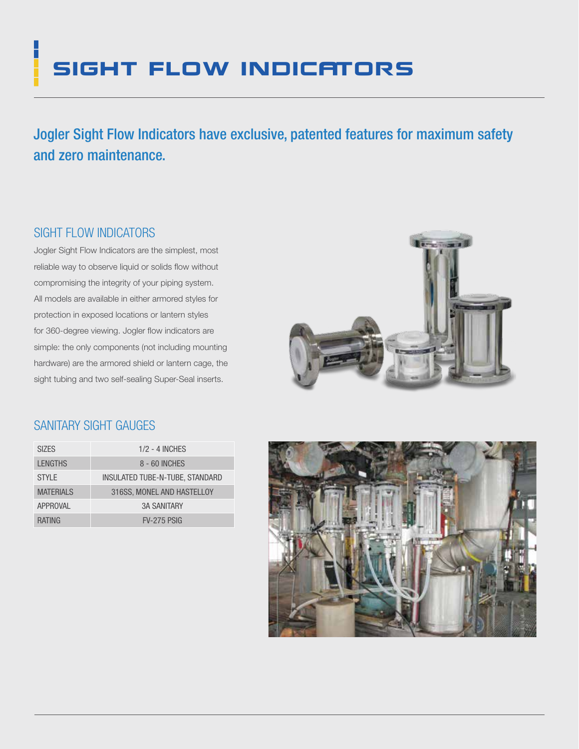# SIGHT FLOW INDICATORS

## Jogler Sight Flow Indicators have exclusive, patented features for maximum safety and zero maintenance.

### SIGHT FLOW INDICATORS

Jogler Sight Flow Indicators are the simplest, most reliable way to observe liquid or solids flow without compromising the integrity of your piping system. All models are available in either armored styles for protection in exposed locations or lantern styles for 360-degree viewing. Jogler flow indicators are simple: the only components (not including mounting hardware) are the armored shield or lantern cage, the sight tubing and two self-sealing Super-Seal inserts.

### SANITARY SIGHT GAUGES

| | |
|---|---|
| SIZES | 1/2 - 4 INCHES |
| LENGTHS | 8 - 60 INCHES |
| STYLE | INSULATED TUBE-N-TUBE, STANDARD |
| MATERIALS | 316SS, MONEL AND HASTELLOY |
| APPROVAL | 3A SANITARY |
| RATING | FV-275 PSIG |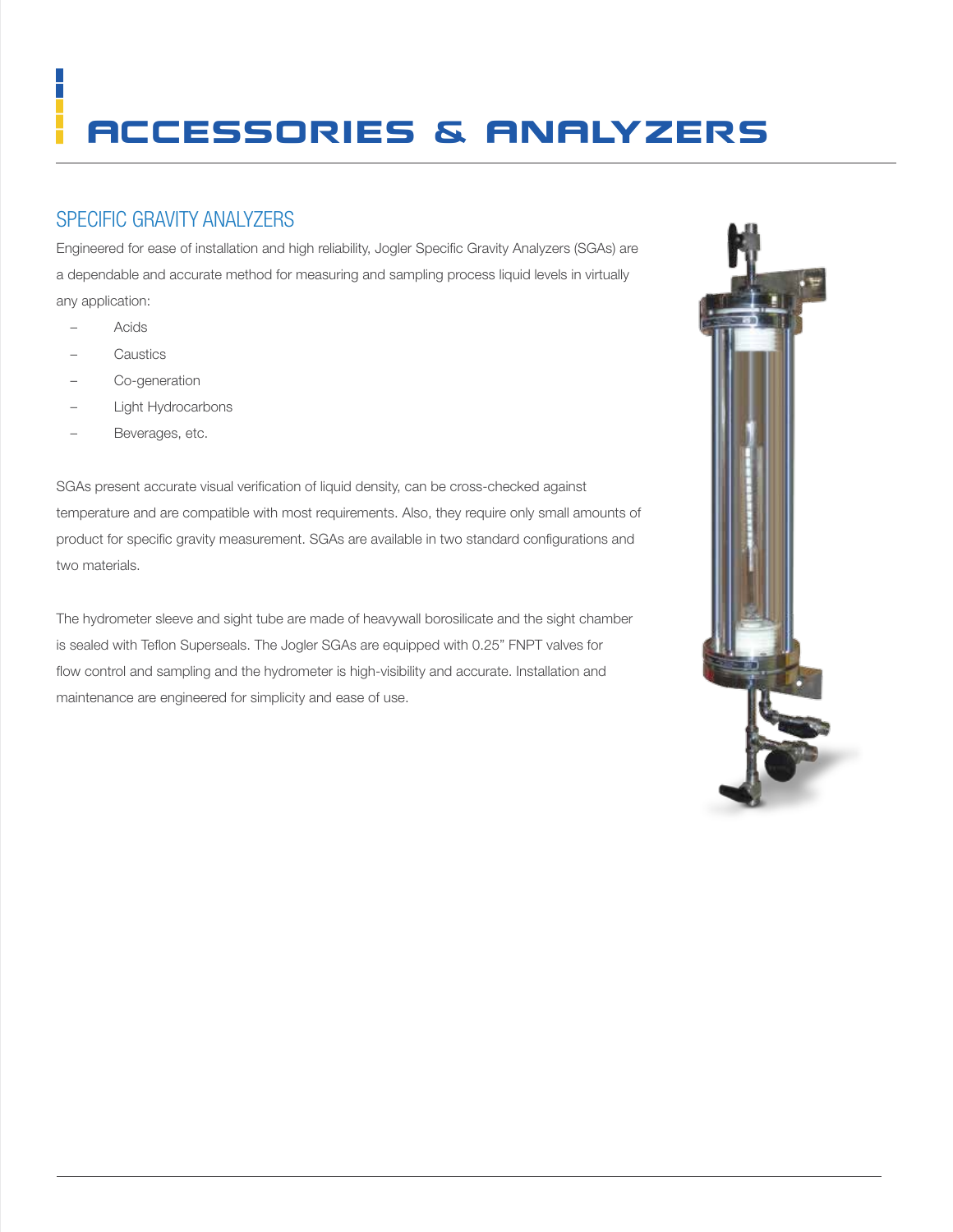# ACCESSORIES & ANALYZERS

## SPECIFIC GRAVITY ANALYZERS

Engineered for ease of installation and high reliability, Jogler Specific Gravity Analyzers (SGAs) are a dependable and accurate method for measuring and sampling process liquid levels in virtually any application:

- Acids
- Caustics
- Co-generation
- Light Hydrocarbons
- Beverages, etc.

SGAs present accurate visual verification of liquid density, can be cross-checked against temperature and are compatible with most requirements. Also, they require only small amounts of product for specific gravity measurement. SGAs are available in two standard configurations and two materials.

The hydrometer sleeve and sight tube are made of heavywall borosilicate and the sight chamber is sealed with Teflon Superseals. The Jogler SGAs are equipped with 0.25" FNPT valves for flow control and sampling and the hydrometer is high-visibility and accurate. Installation and maintenance are engineered for simplicity and ease of use.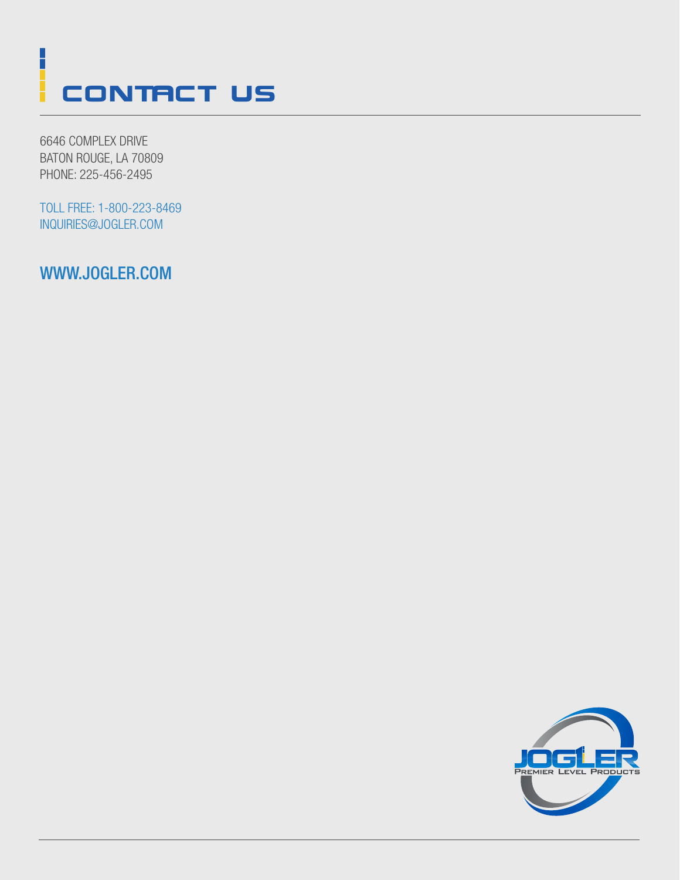# CONTACT US

6646 COMPLEX DRIVE
BATON ROUGE, LA 70809
PHONE: 225-456-2495

TOLL FREE: 1-800-223-8469
INQUIRIES@JOGLER.COM

WWW.JOGLER.COM

JOGLER
PREMIER LEVEL PRODUCTS